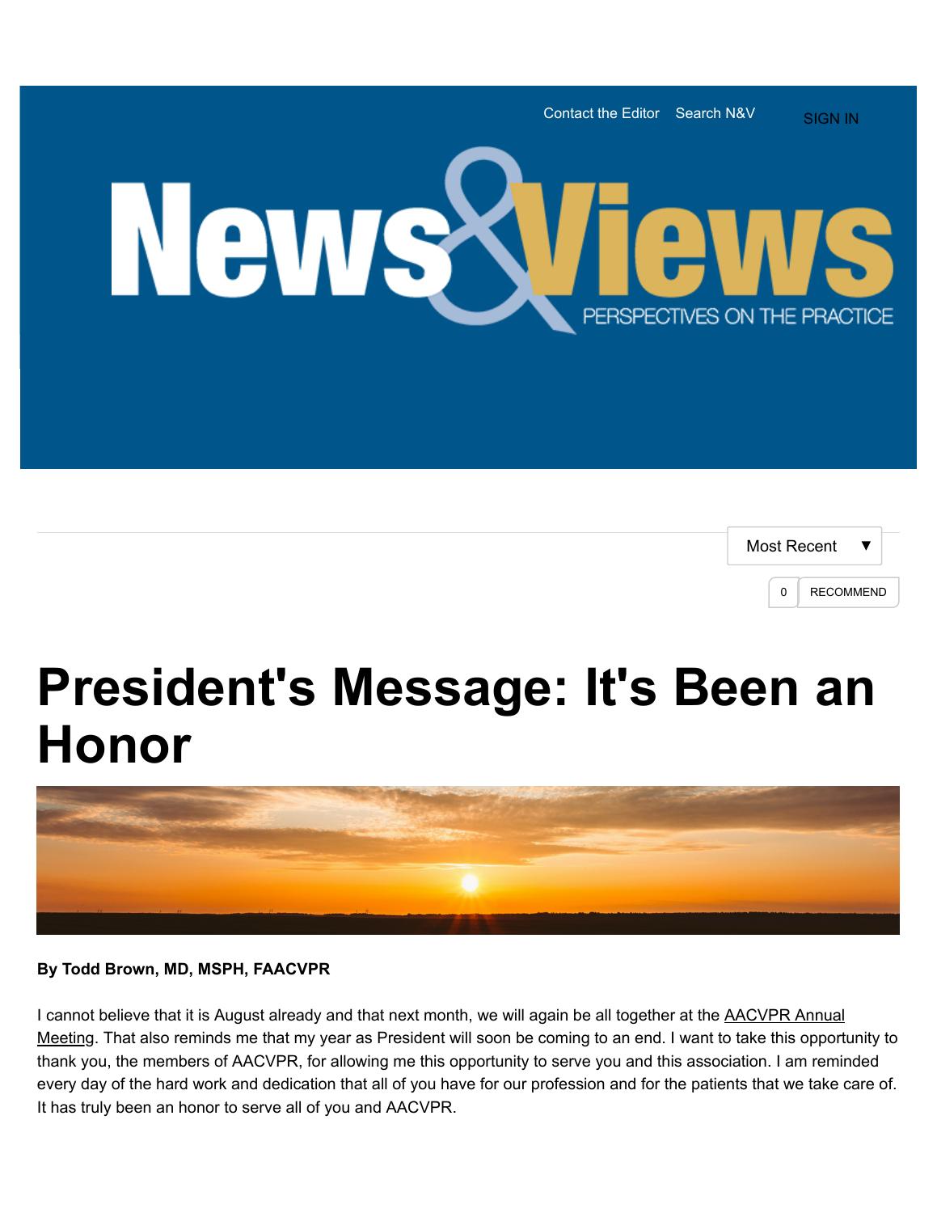# President's Message: It's Been an Honor

**By Todd Brown, MD, MSPH, FAACVPR**

I cannot believe that it is August already and that next month, we will again be all together at the AACVPR Annual Meeting. That also reminds me that my year as President will soon be coming to an end. I want to take this opportunity to thank you, the members of AACVPR, for allowing me this opportunity to serve you and this association. I am reminded every day of the hard work and dedication that all of you have for our profession and for the patients that we take care of. It has truly been an honor to serve all of you and AACVPR.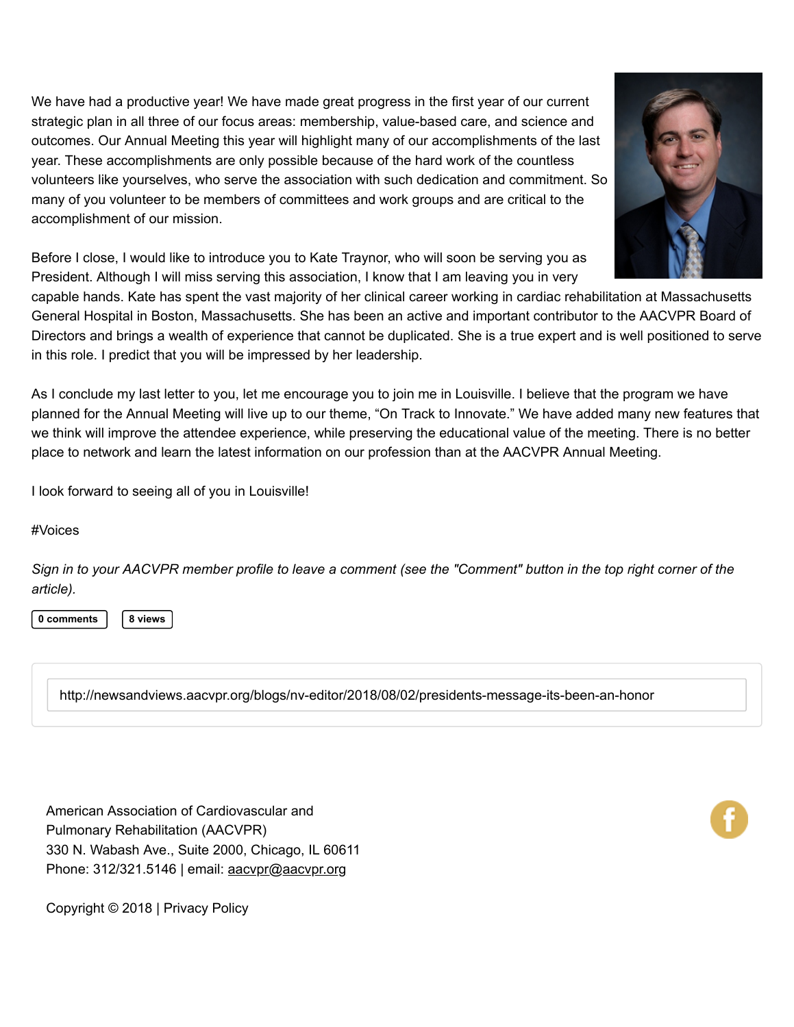We have had a productive year! We have made great progress in the first year of our current strategic plan in all three of our focus areas: membership, value-based care, and science and outcomes. Our Annual Meeting this year will highlight many of our accomplishments of the last year. These accomplishments are only possible because of the hard work of the countless volunteers like yourselves, who serve the association with such dedication and commitment. So many of you volunteer to be members of committees and work groups and are critical to the accomplishment of our mission.

Before I close, I would like to introduce you to Kate Traynor, who will soon be serving you as President. Although I will miss serving this association, I know that I am leaving you in very capable hands. Kate has spent the vast majority of her clinical career working in cardiac rehabilitation at Massachusetts General Hospital in Boston, Massachusetts. She has been an active and important contributor to the AACVPR Board of Directors and brings a wealth of experience that cannot be duplicated. She is a true expert and is well positioned to serve in this role. I predict that you will be impressed by her leadership.

As I conclude my last letter to you, let me encourage you to join me in Louisville. I believe that the program we have planned for the Annual Meeting will live up to our theme, “On Track to Innovate.” We have added many new features that we think will improve the attendee experience, while preserving the educational value of the meeting. There is no better place to network and learn the latest information on our profession than at the AACVPR Annual Meeting.

I look forward to seeing all of you in Louisville!

#Voices

*Sign in to your AACVPR member profile to leave a comment (see the "Comment" button in the top right corner of the article).*

0 comments | 8 views

http://newsandviews.aacvpr.org/blogs/nv-editor/2018/08/02/presidents-message-its-been-an-honor

American Association of Cardiovascular and Pulmonary Rehabilitation (AACVPR)
330 N. Wabash Ave., Suite 2000, Chicago, IL 60611
Phone: 312/321.5146 | email: aacvpr@aacvpr.org

Copyright © 2018 | Privacy Policy